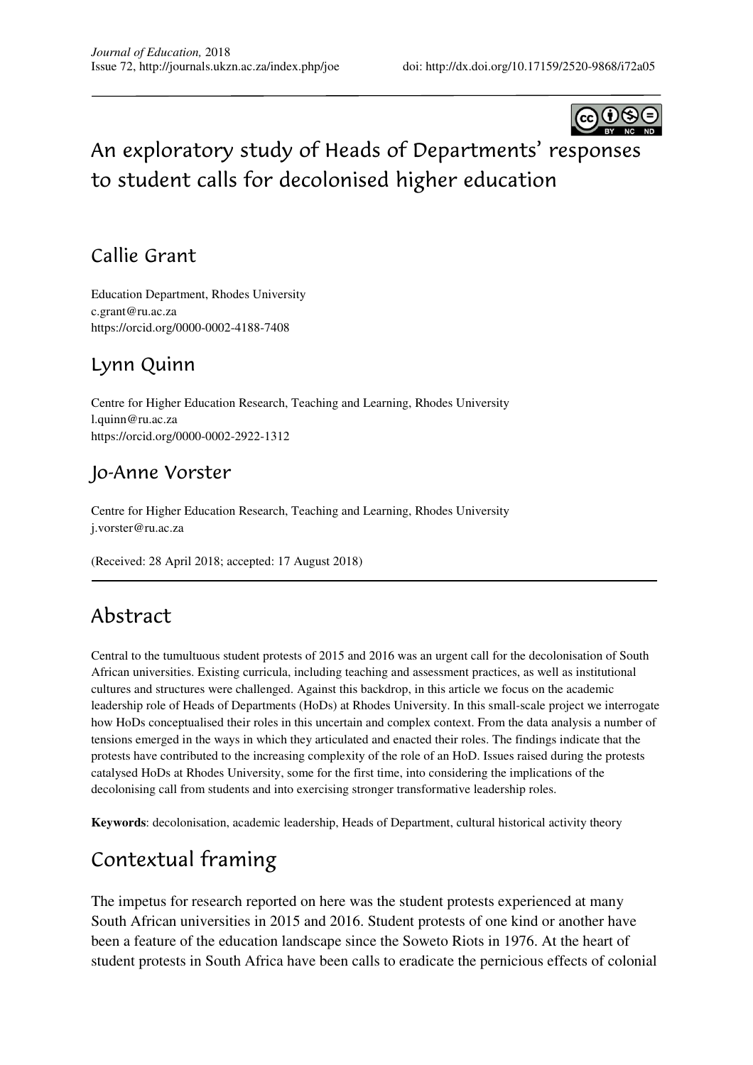Journal of Education, 2018
Issue 72, http://journals.ukzn.ac.za/index.php/joe doi: http://dx.doi.org/10.17159/2520-9868/i72a05

# An exploratory study of Heads of Departments' responses to student calls for decolonised higher education

## Callie Grant

Education Department, Rhodes University
c.grant@ru.ac.za
https://orcid.org/0000-0002-4188-7408

## Lynn Quinn

Centre for Higher Education Research, Teaching and Learning, Rhodes University
l.quinn@ru.ac.za
https://orcid.org/0000-0002-2922-1312

## Jo-Anne Vorster

Centre for Higher Education Research, Teaching and Learning, Rhodes University
j.vorster@ru.ac.za

(Received: 28 April 2018; accepted: 17 August 2018)

## Abstract

Central to the tumultuous student protests of 2015 and 2016 was an urgent call for the decolonisation of South African universities. Existing curricula, including teaching and assessment practices, as well as institutional cultures and structures were challenged. Against this backdrop, in this article we focus on the academic leadership role of Heads of Departments (HoDs) at Rhodes University. In this small-scale project we interrogate how HoDs conceptualised their roles in this uncertain and complex context. From the data analysis a number of tensions emerged in the ways in which they articulated and enacted their roles. The findings indicate that the protests have contributed to the increasing complexity of the role of an HoD. Issues raised during the protests catalysed HoDs at Rhodes University, some for the first time, into considering the implications of the decolonising call from students and into exercising stronger transformative leadership roles.

**Keywords**: decolonisation, academic leadership, Heads of Department, cultural historical activity theory

## Contextual framing

The impetus for research reported on here was the student protests experienced at many South African universities in 2015 and 2016. Student protests of one kind or another have been a feature of the education landscape since the Soweto Riots in 1976. At the heart of student protests in South Africa have been calls to eradicate the pernicious effects of colonial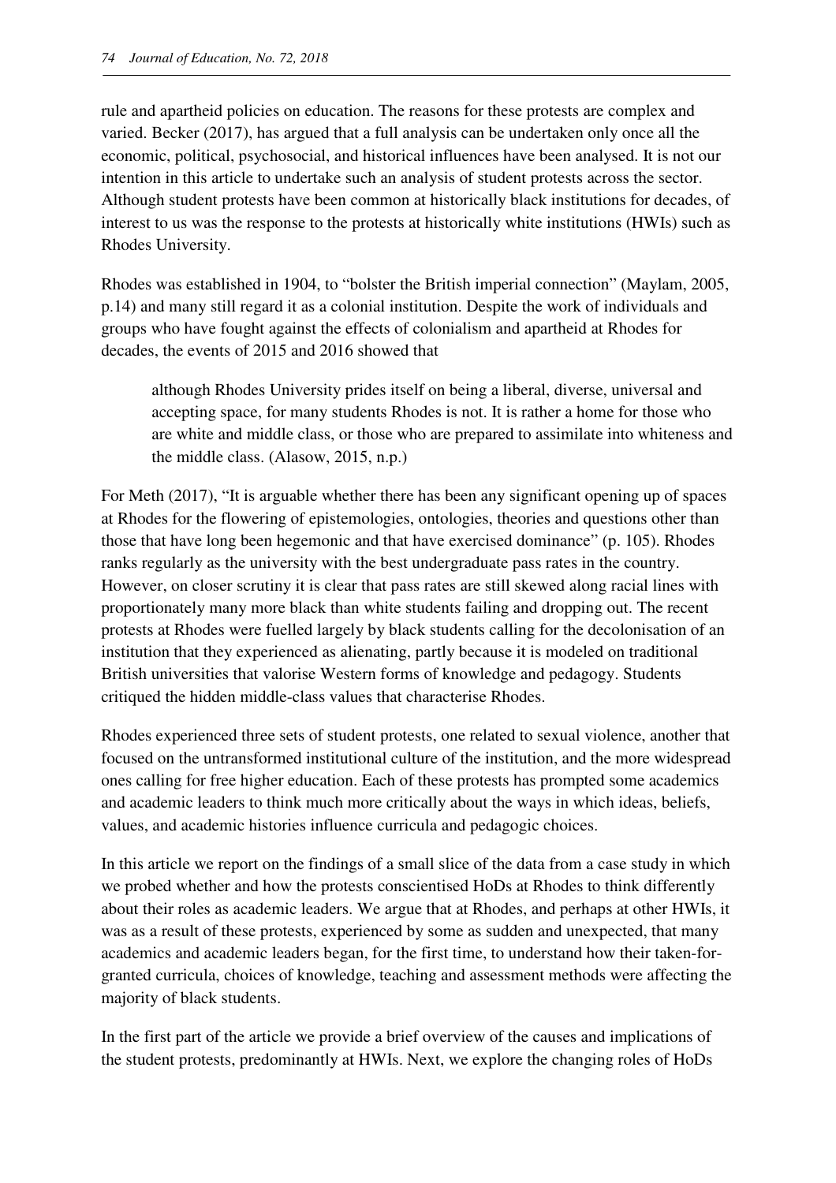rule and apartheid policies on education. The reasons for these protests are complex and varied. Becker (2017), has argued that a full analysis can be undertaken only once all the economic, political, psychosocial, and historical influences have been analysed. It is not our intention in this article to undertake such an analysis of student protests across the sector. Although student protests have been common at historically black institutions for decades, of interest to us was the response to the protests at historically white institutions (HWIs) such as Rhodes University.

Rhodes was established in 1904, to "bolster the British imperial connection" (Maylam, 2005, p.14) and many still regard it as a colonial institution. Despite the work of individuals and groups who have fought against the effects of colonialism and apartheid at Rhodes for decades, the events of 2015 and 2016 showed that

> although Rhodes University prides itself on being a liberal, diverse, universal and accepting space, for many students Rhodes is not. It is rather a home for those who are white and middle class, or those who are prepared to assimilate into whiteness and the middle class. (Alasow, 2015, n.p.)

For Meth (2017), "It is arguable whether there has been any significant opening up of spaces at Rhodes for the flowering of epistemologies, ontologies, theories and questions other than those that have long been hegemonic and that have exercised dominance" (p. 105). Rhodes ranks regularly as the university with the best undergraduate pass rates in the country. However, on closer scrutiny it is clear that pass rates are still skewed along racial lines with proportionately many more black than white students failing and dropping out. The recent protests at Rhodes were fuelled largely by black students calling for the decolonisation of an institution that they experienced as alienating, partly because it is modeled on traditional British universities that valorise Western forms of knowledge and pedagogy. Students critiqued the hidden middle-class values that characterise Rhodes.

Rhodes experienced three sets of student protests, one related to sexual violence, another that focused on the untransformed institutional culture of the institution, and the more widespread ones calling for free higher education. Each of these protests has prompted some academics and academic leaders to think much more critically about the ways in which ideas, beliefs, values, and academic histories influence curricula and pedagogic choices.

In this article we report on the findings of a small slice of the data from a case study in which we probed whether and how the protests conscientised HoDs at Rhodes to think differently about their roles as academic leaders. We argue that at Rhodes, and perhaps at other HWIs, it was as a result of these protests, experienced by some as sudden and unexpected, that many academics and academic leaders began, for the first time, to understand how their taken-for-granted curricula, choices of knowledge, teaching and assessment methods were affecting the majority of black students.

In the first part of the article we provide a brief overview of the causes and implications of the student protests, predominantly at HWIs. Next, we explore the changing roles of HoDs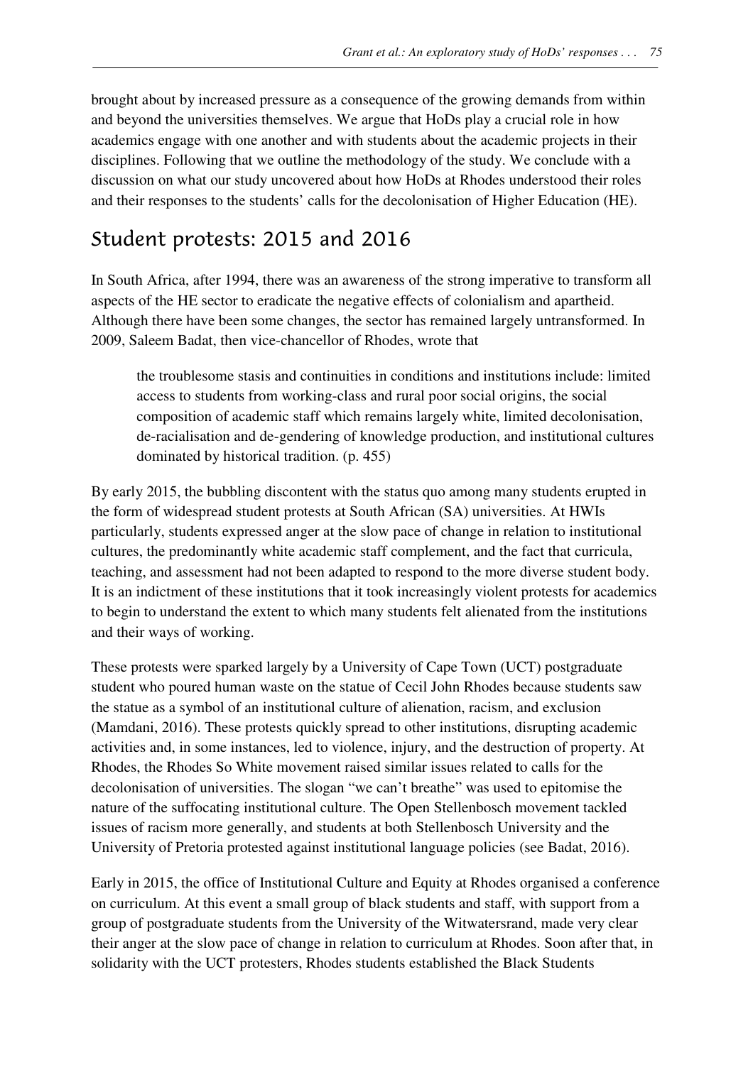brought about by increased pressure as a consequence of the growing demands from within and beyond the universities themselves. We argue that HoDs play a crucial role in how academics engage with one another and with students about the academic projects in their disciplines. Following that we outline the methodology of the study. We conclude with a discussion on what our study uncovered about how HoDs at Rhodes understood their roles and their responses to the students' calls for the decolonisation of Higher Education (HE).

## Student protests: 2015 and 2016

In South Africa, after 1994, there was an awareness of the strong imperative to transform all aspects of the HE sector to eradicate the negative effects of colonialism and apartheid. Although there have been some changes, the sector has remained largely untransformed. In 2009, Saleem Badat, then vice-chancellor of Rhodes, wrote that

> the troublesome stasis and continuities in conditions and institutions include: limited access to students from working-class and rural poor social origins, the social composition of academic staff which remains largely white, limited decolonisation, de-racialisation and de-gendering of knowledge production, and institutional cultures dominated by historical tradition. (p. 455)

By early 2015, the bubbling discontent with the status quo among many students erupted in the form of widespread student protests at South African (SA) universities. At HWIs particularly, students expressed anger at the slow pace of change in relation to institutional cultures, the predominantly white academic staff complement, and the fact that curricula, teaching, and assessment had not been adapted to respond to the more diverse student body. It is an indictment of these institutions that it took increasingly violent protests for academics to begin to understand the extent to which many students felt alienated from the institutions and their ways of working.

These protests were sparked largely by a University of Cape Town (UCT) postgraduate student who poured human waste on the statue of Cecil John Rhodes because students saw the statue as a symbol of an institutional culture of alienation, racism, and exclusion (Mamdani, 2016). These protests quickly spread to other institutions, disrupting academic activities and, in some instances, led to violence, injury, and the destruction of property. At Rhodes, the Rhodes So White movement raised similar issues related to calls for the decolonisation of universities. The slogan "we can't breathe" was used to epitomise the nature of the suffocating institutional culture. The Open Stellenbosch movement tackled issues of racism more generally, and students at both Stellenbosch University and the University of Pretoria protested against institutional language policies (see Badat, 2016).

Early in 2015, the office of Institutional Culture and Equity at Rhodes organised a conference on curriculum. At this event a small group of black students and staff, with support from a group of postgraduate students from the University of the Witwatersrand, made very clear their anger at the slow pace of change in relation to curriculum at Rhodes. Soon after that, in solidarity with the UCT protesters, Rhodes students established the Black Students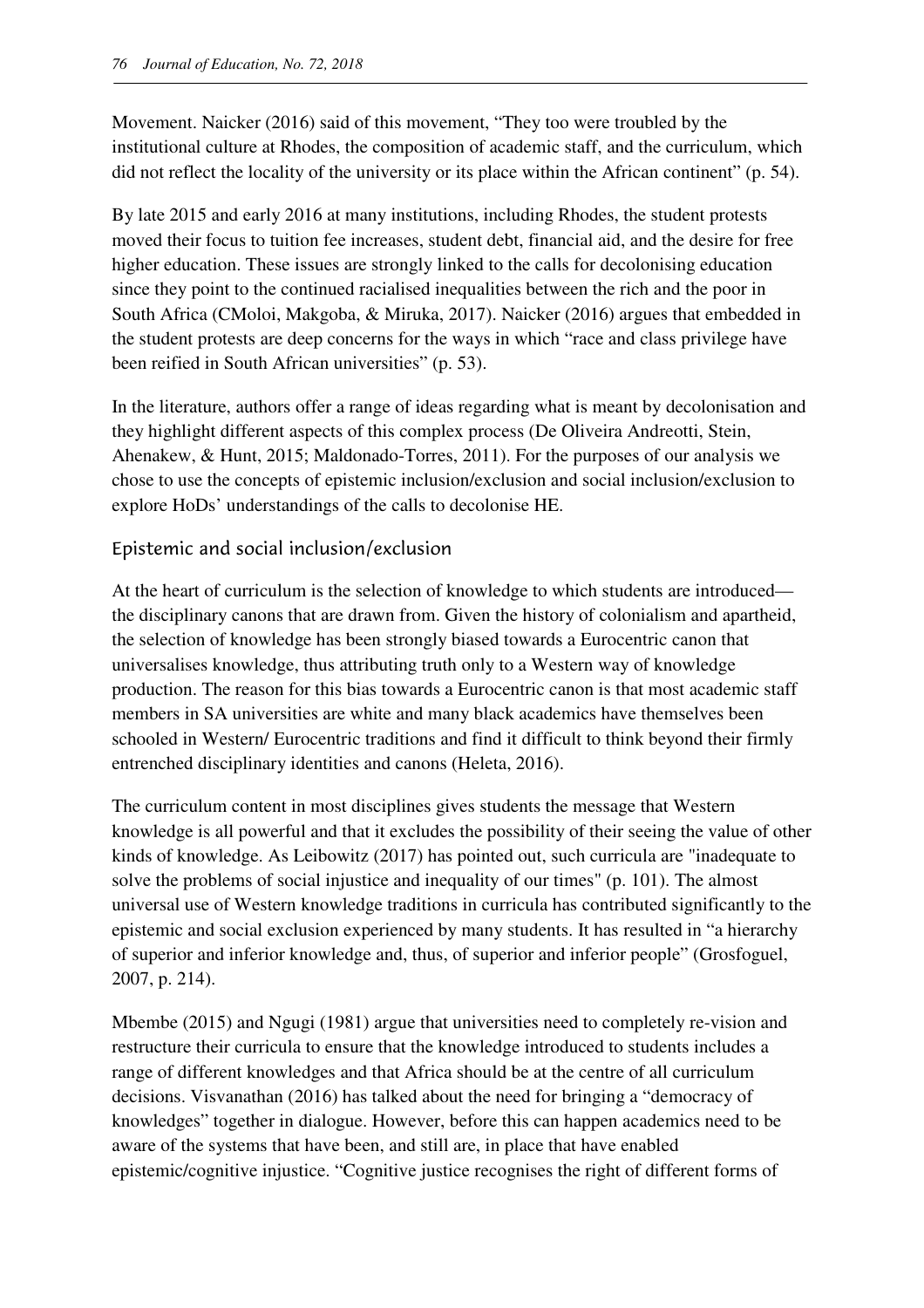Movement. Naicker (2016) said of this movement, "They too were troubled by the institutional culture at Rhodes, the composition of academic staff, and the curriculum, which did not reflect the locality of the university or its place within the African continent" (p. 54).

By late 2015 and early 2016 at many institutions, including Rhodes, the student protests moved their focus to tuition fee increases, student debt, financial aid, and the desire for free higher education. These issues are strongly linked to the calls for decolonising education since they point to the continued racialised inequalities between the rich and the poor in South Africa (CMoloi, Makgoba, & Miruka, 2017). Naicker (2016) argues that embedded in the student protests are deep concerns for the ways in which "race and class privilege have been reified in South African universities" (p. 53).

In the literature, authors offer a range of ideas regarding what is meant by decolonisation and they highlight different aspects of this complex process (De Oliveira Andreotti, Stein, Ahenakew, & Hunt, 2015; Maldonado-Torres, 2011). For the purposes of our analysis we chose to use the concepts of epistemic inclusion/exclusion and social inclusion/exclusion to explore HoDs' understandings of the calls to decolonise HE.

## Epistemic and social inclusion/exclusion

At the heart of curriculum is the selection of knowledge to which students are introduced—the disciplinary canons that are drawn from. Given the history of colonialism and apartheid, the selection of knowledge has been strongly biased towards a Eurocentric canon that universalises knowledge, thus attributing truth only to a Western way of knowledge production. The reason for this bias towards a Eurocentric canon is that most academic staff members in SA universities are white and many black academics have themselves been schooled in Western/ Eurocentric traditions and find it difficult to think beyond their firmly entrenched disciplinary identities and canons (Heleta, 2016).

The curriculum content in most disciplines gives students the message that Western knowledge is all powerful and that it excludes the possibility of their seeing the value of other kinds of knowledge. As Leibowitz (2017) has pointed out, such curricula are "inadequate to solve the problems of social injustice and inequality of our times" (p. 101). The almost universal use of Western knowledge traditions in curricula has contributed significantly to the epistemic and social exclusion experienced by many students. It has resulted in "a hierarchy of superior and inferior knowledge and, thus, of superior and inferior people" (Grosfoguel, 2007, p. 214).

Mbembe (2015) and Ngugi (1981) argue that universities need to completely re-vision and restructure their curricula to ensure that the knowledge introduced to students includes a range of different knowledges and that Africa should be at the centre of all curriculum decisions. Visvanathan (2016) has talked about the need for bringing a "democracy of knowledges" together in dialogue. However, before this can happen academics need to be aware of the systems that have been, and still are, in place that have enabled epistemic/cognitive injustice. "Cognitive justice recognises the right of different forms of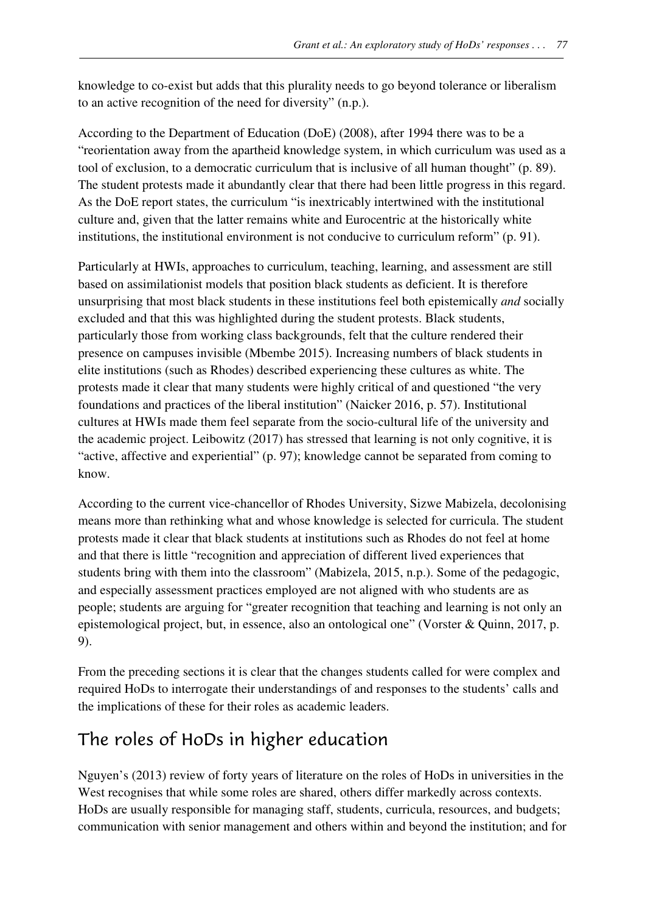knowledge to co-exist but adds that this plurality needs to go beyond tolerance or liberalism to an active recognition of the need for diversity" (n.p.).

According to the Department of Education (DoE) (2008), after 1994 there was to be a "reorientation away from the apartheid knowledge system, in which curriculum was used as a tool of exclusion, to a democratic curriculum that is inclusive of all human thought" (p. 89). The student protests made it abundantly clear that there had been little progress in this regard. As the DoE report states, the curriculum "is inextricably intertwined with the institutional culture and, given that the latter remains white and Eurocentric at the historically white institutions, the institutional environment is not conducive to curriculum reform" (p. 91).

Particularly at HWIs, approaches to curriculum, teaching, learning, and assessment are still based on assimilationist models that position black students as deficient. It is therefore unsurprising that most black students in these institutions feel both epistemically *and* socially excluded and that this was highlighted during the student protests. Black students, particularly those from working class backgrounds, felt that the culture rendered their presence on campuses invisible (Mbembe 2015). Increasing numbers of black students in elite institutions (such as Rhodes) described experiencing these cultures as white. The protests made it clear that many students were highly critical of and questioned "the very foundations and practices of the liberal institution" (Naicker 2016, p. 57). Institutional cultures at HWIs made them feel separate from the socio-cultural life of the university and the academic project. Leibowitz (2017) has stressed that learning is not only cognitive, it is "active, affective and experiential" (p. 97); knowledge cannot be separated from coming to know.

According to the current vice-chancellor of Rhodes University, Sizwe Mabizela, decolonising means more than rethinking what and whose knowledge is selected for curricula. The student protests made it clear that black students at institutions such as Rhodes do not feel at home and that there is little "recognition and appreciation of different lived experiences that students bring with them into the classroom" (Mabizela, 2015, n.p.). Some of the pedagogic, and especially assessment practices employed are not aligned with who students are as people; students are arguing for "greater recognition that teaching and learning is not only an epistemological project, but, in essence, also an ontological one" (Vorster & Quinn, 2017, p. 9).

From the preceding sections it is clear that the changes students called for were complex and required HoDs to interrogate their understandings of and responses to the students' calls and the implications of these for their roles as academic leaders.

## The roles of HoDs in higher education

Nguyen's (2013) review of forty years of literature on the roles of HoDs in universities in the West recognises that while some roles are shared, others differ markedly across contexts. HoDs are usually responsible for managing staff, students, curricula, resources, and budgets; communication with senior management and others within and beyond the institution; and for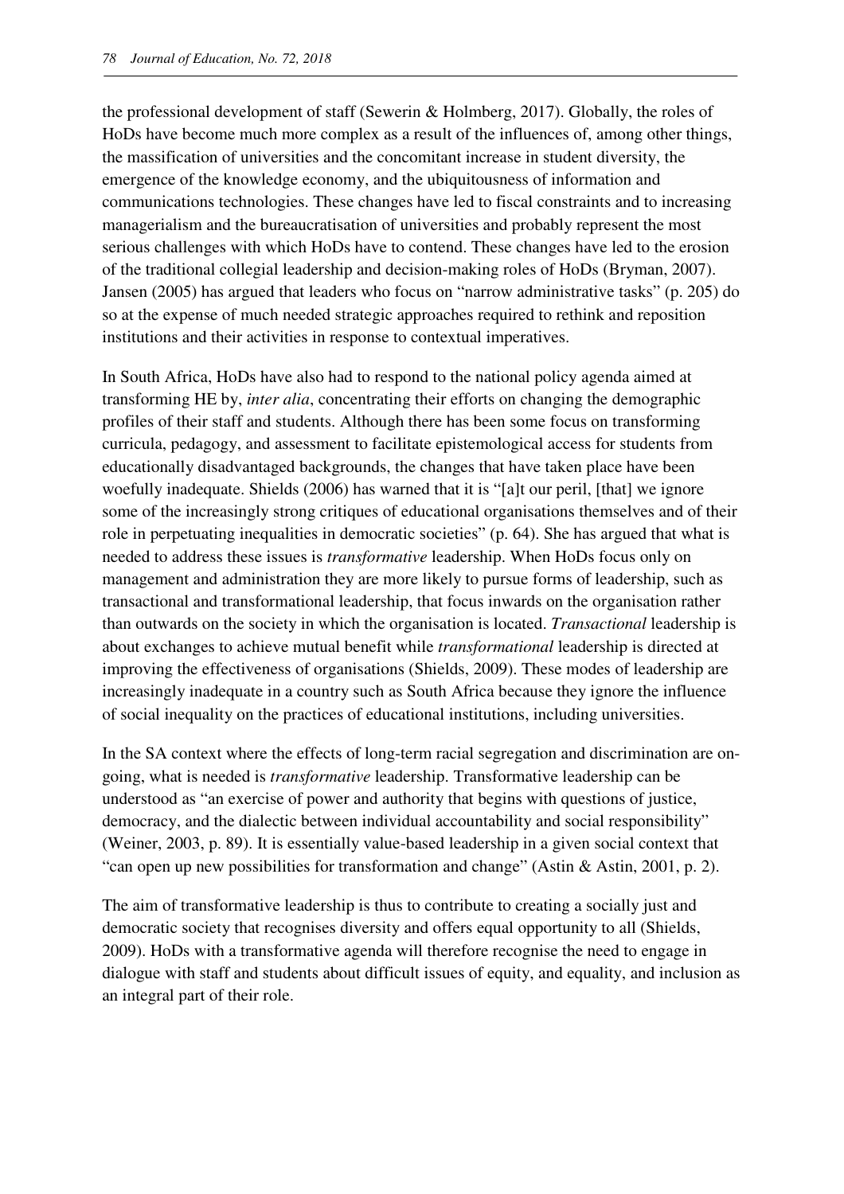the professional development of staff (Sewerin & Holmberg, 2017). Globally, the roles of HoDs have become much more complex as a result of the influences of, among other things, the massification of universities and the concomitant increase in student diversity, the emergence of the knowledge economy, and the ubiquitousness of information and communications technologies. These changes have led to fiscal constraints and to increasing managerialism and the bureaucratisation of universities and probably represent the most serious challenges with which HoDs have to contend. These changes have led to the erosion of the traditional collegial leadership and decision-making roles of HoDs (Bryman, 2007). Jansen (2005) has argued that leaders who focus on "narrow administrative tasks" (p. 205) do so at the expense of much needed strategic approaches required to rethink and reposition institutions and their activities in response to contextual imperatives.

In South Africa, HoDs have also had to respond to the national policy agenda aimed at transforming HE by, *inter alia*, concentrating their efforts on changing the demographic profiles of their staff and students. Although there has been some focus on transforming curricula, pedagogy, and assessment to facilitate epistemological access for students from educationally disadvantaged backgrounds, the changes that have taken place have been woefully inadequate. Shields (2006) has warned that it is "[a]t our peril, [that] we ignore some of the increasingly strong critiques of educational organisations themselves and of their role in perpetuating inequalities in democratic societies" (p. 64). She has argued that what is needed to address these issues is *transformative* leadership. When HoDs focus only on management and administration they are more likely to pursue forms of leadership, such as transactional and transformational leadership, that focus inwards on the organisation rather than outwards on the society in which the organisation is located. *Transactional* leadership is about exchanges to achieve mutual benefit while *transformational* leadership is directed at improving the effectiveness of organisations (Shields, 2009). These modes of leadership are increasingly inadequate in a country such as South Africa because they ignore the influence of social inequality on the practices of educational institutions, including universities.

In the SA context where the effects of long-term racial segregation and discrimination are on-going, what is needed is *transformative* leadership. Transformative leadership can be understood as "an exercise of power and authority that begins with questions of justice, democracy, and the dialectic between individual accountability and social responsibility" (Weiner, 2003, p. 89). It is essentially value-based leadership in a given social context that "can open up new possibilities for transformation and change" (Astin & Astin, 2001, p. 2).

The aim of transformative leadership is thus to contribute to creating a socially just and democratic society that recognises diversity and offers equal opportunity to all (Shields, 2009). HoDs with a transformative agenda will therefore recognise the need to engage in dialogue with staff and students about difficult issues of equity, and equality, and inclusion as an integral part of their role.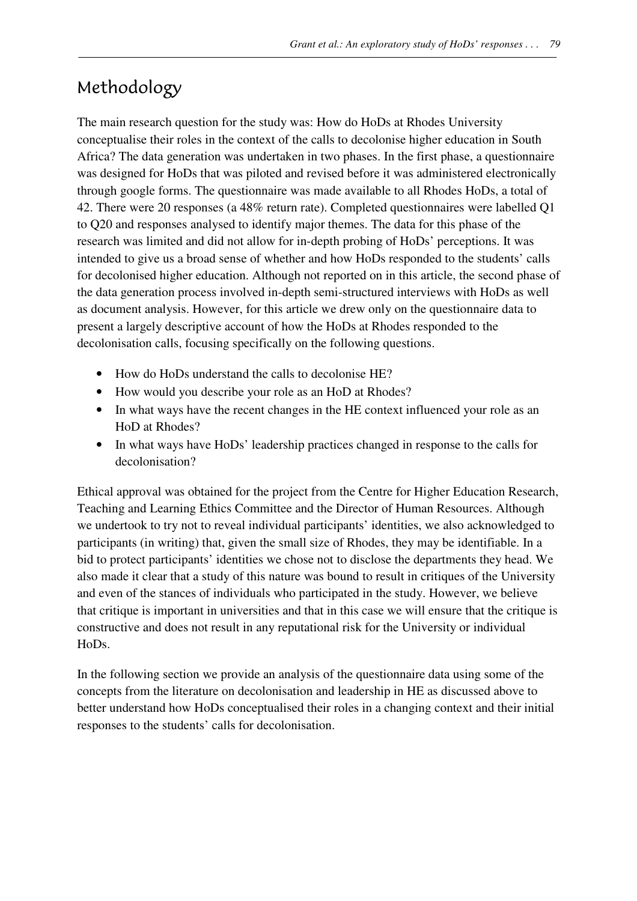## Methodology

The main research question for the study was: How do HoDs at Rhodes University conceptualise their roles in the context of the calls to decolonise higher education in South Africa? The data generation was undertaken in two phases. In the first phase, a questionnaire was designed for HoDs that was piloted and revised before it was administered electronically through google forms. The questionnaire was made available to all Rhodes HoDs, a total of 42. There were 20 responses (a 48% return rate). Completed questionnaires were labelled Q1 to Q20 and responses analysed to identify major themes. The data for this phase of the research was limited and did not allow for in-depth probing of HoDs' perceptions. It was intended to give us a broad sense of whether and how HoDs responded to the students' calls for decolonised higher education. Although not reported on in this article, the second phase of the data generation process involved in-depth semi-structured interviews with HoDs as well as document analysis. However, for this article we drew only on the questionnaire data to present a largely descriptive account of how the HoDs at Rhodes responded to the decolonisation calls, focusing specifically on the following questions.

- How do HoDs understand the calls to decolonise HE?
- How would you describe your role as an HoD at Rhodes?
- In what ways have the recent changes in the HE context influenced your role as an HoD at Rhodes?
- In what ways have HoDs' leadership practices changed in response to the calls for decolonisation?

Ethical approval was obtained for the project from the Centre for Higher Education Research, Teaching and Learning Ethics Committee and the Director of Human Resources. Although we undertook to try not to reveal individual participants' identities, we also acknowledged to participants (in writing) that, given the small size of Rhodes, they may be identifiable. In a bid to protect participants' identities we chose not to disclose the departments they head. We also made it clear that a study of this nature was bound to result in critiques of the University and even of the stances of individuals who participated in the study. However, we believe that critique is important in universities and that in this case we will ensure that the critique is constructive and does not result in any reputational risk for the University or individual HoDs.

In the following section we provide an analysis of the questionnaire data using some of the concepts from the literature on decolonisation and leadership in HE as discussed above to better understand how HoDs conceptualised their roles in a changing context and their initial responses to the students' calls for decolonisation.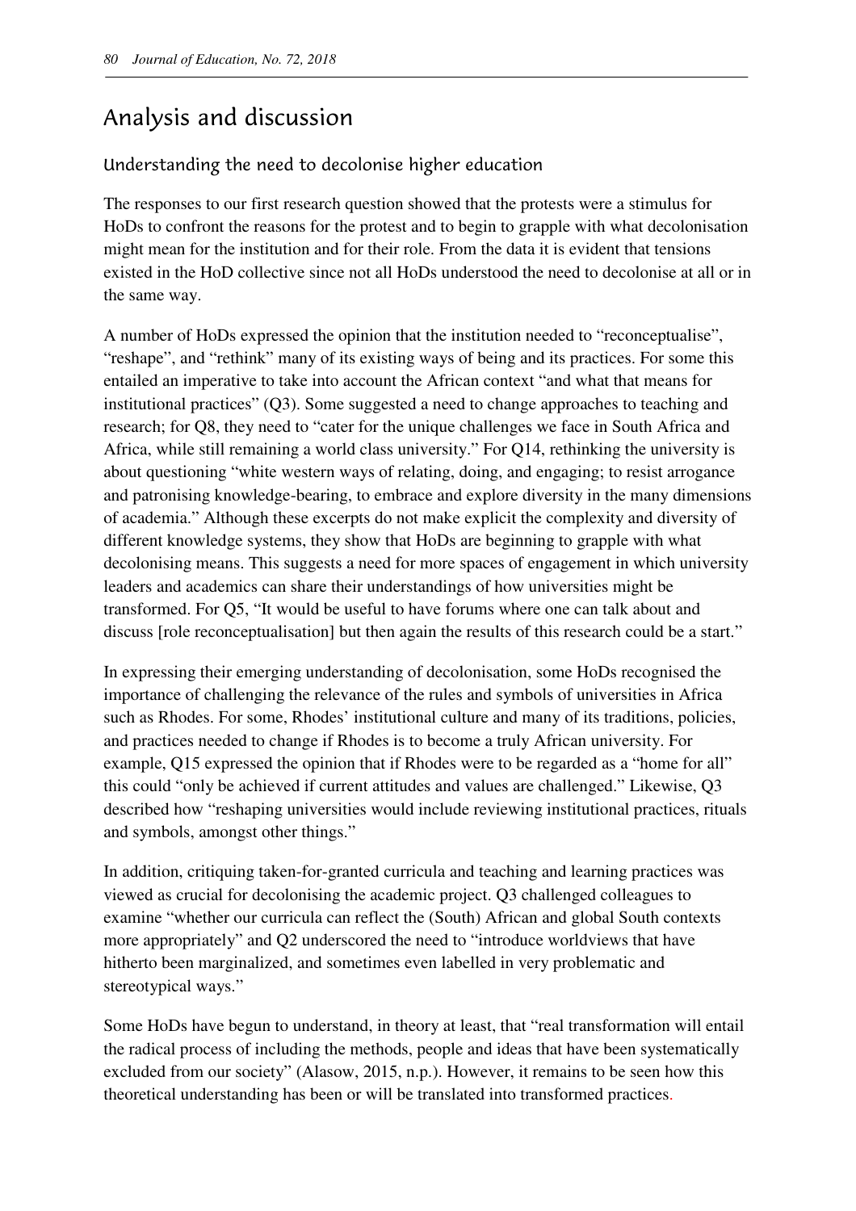## Analysis and discussion

### Understanding the need to decolonise higher education

The responses to our first research question showed that the protests were a stimulus for HoDs to confront the reasons for the protest and to begin to grapple with what decolonisation might mean for the institution and for their role. From the data it is evident that tensions existed in the HoD collective since not all HoDs understood the need to decolonise at all or in the same way.

A number of HoDs expressed the opinion that the institution needed to "reconceptualise", "reshape", and "rethink" many of its existing ways of being and its practices. For some this entailed an imperative to take into account the African context "and what that means for institutional practices" (Q3). Some suggested a need to change approaches to teaching and research; for Q8, they need to "cater for the unique challenges we face in South Africa and Africa, while still remaining a world class university." For Q14, rethinking the university is about questioning "white western ways of relating, doing, and engaging; to resist arrogance and patronising knowledge-bearing, to embrace and explore diversity in the many dimensions of academia." Although these excerpts do not make explicit the complexity and diversity of different knowledge systems, they show that HoDs are beginning to grapple with what decolonising means. This suggests a need for more spaces of engagement in which university leaders and academics can share their understandings of how universities might be transformed. For Q5, "It would be useful to have forums where one can talk about and discuss [role reconceptualisation] but then again the results of this research could be a start."

In expressing their emerging understanding of decolonisation, some HoDs recognised the importance of challenging the relevance of the rules and symbols of universities in Africa such as Rhodes. For some, Rhodes' institutional culture and many of its traditions, policies, and practices needed to change if Rhodes is to become a truly African university. For example, Q15 expressed the opinion that if Rhodes were to be regarded as a "home for all" this could "only be achieved if current attitudes and values are challenged." Likewise, Q3 described how "reshaping universities would include reviewing institutional practices, rituals and symbols, amongst other things."

In addition, critiquing taken-for-granted curricula and teaching and learning practices was viewed as crucial for decolonising the academic project. Q3 challenged colleagues to examine "whether our curricula can reflect the (South) African and global South contexts more appropriately" and Q2 underscored the need to "introduce worldviews that have hitherto been marginalized, and sometimes even labelled in very problematic and stereotypical ways."

Some HoDs have begun to understand, in theory at least, that "real transformation will entail the radical process of including the methods, people and ideas that have been systematically excluded from our society" (Alasow, 2015, n.p.). However, it remains to be seen how this theoretical understanding has been or will be translated into transformed practices.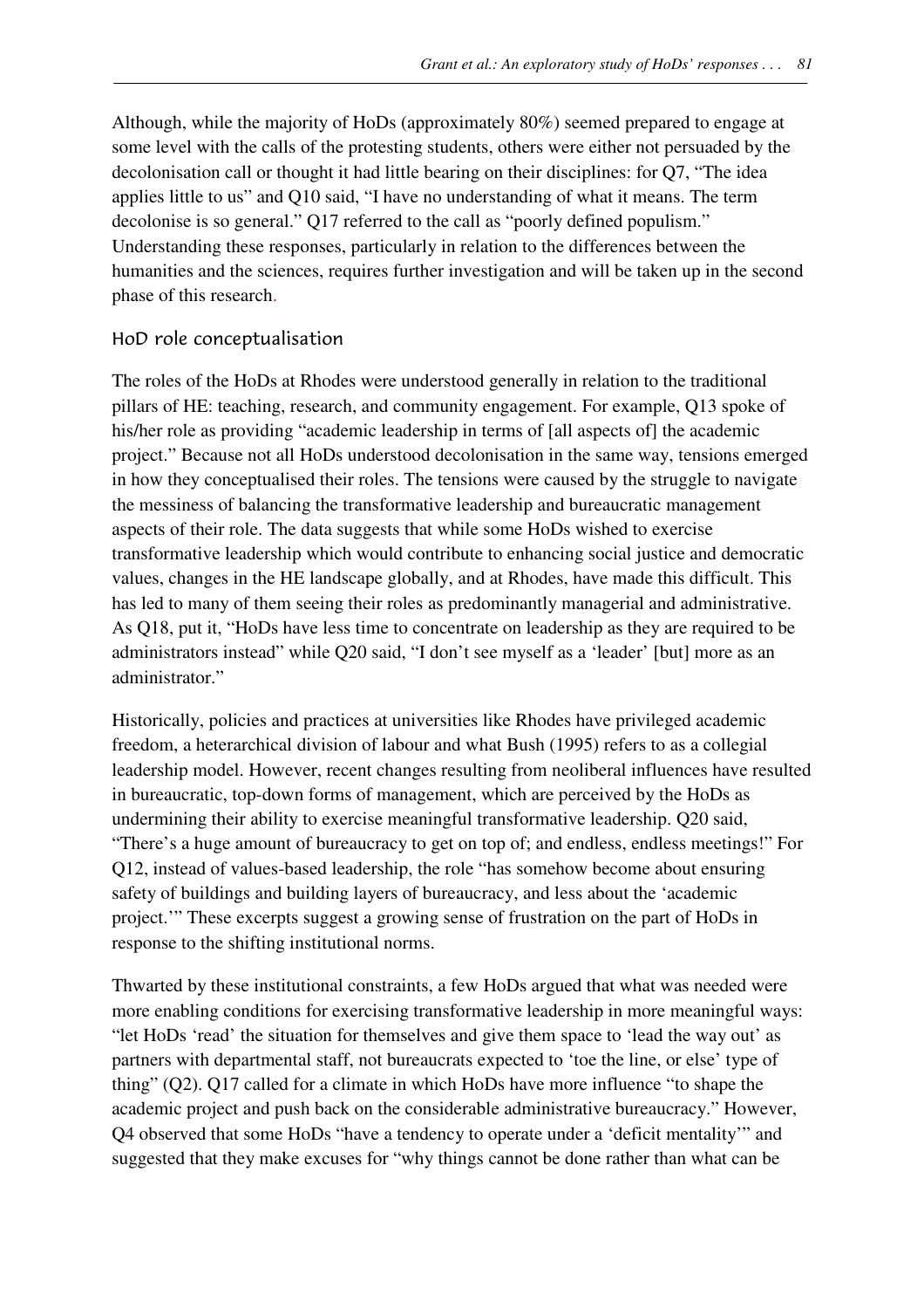Although, while the majority of HoDs (approximately 80%) seemed prepared to engage at some level with the calls of the protesting students, others were either not persuaded by the decolonisation call or thought it had little bearing on their disciplines: for Q7, "The idea applies little to us" and Q10 said, "I have no understanding of what it means. The term decolonise is so general." Q17 referred to the call as "poorly defined populism." Understanding these responses, particularly in relation to the differences between the humanities and the sciences, requires further investigation and will be taken up in the second phase of this research.

## HoD role conceptualisation

The roles of the HoDs at Rhodes were understood generally in relation to the traditional pillars of HE: teaching, research, and community engagement. For example, Q13 spoke of his/her role as providing "academic leadership in terms of [all aspects of] the academic project." Because not all HoDs understood decolonisation in the same way, tensions emerged in how they conceptualised their roles. The tensions were caused by the struggle to navigate the messiness of balancing the transformative leadership and bureaucratic management aspects of their role. The data suggests that while some HoDs wished to exercise transformative leadership which would contribute to enhancing social justice and democratic values, changes in the HE landscape globally, and at Rhodes, have made this difficult. This has led to many of them seeing their roles as predominantly managerial and administrative. As Q18, put it, "HoDs have less time to concentrate on leadership as they are required to be administrators instead" while Q20 said, "I don't see myself as a 'leader' [but] more as an administrator."

Historically, policies and practices at universities like Rhodes have privileged academic freedom, a heterarchical division of labour and what Bush (1995) refers to as a collegial leadership model. However, recent changes resulting from neoliberal influences have resulted in bureaucratic, top-down forms of management, which are perceived by the HoDs as undermining their ability to exercise meaningful transformative leadership. Q20 said, "There's a huge amount of bureaucracy to get on top of; and endless, endless meetings!" For Q12, instead of values-based leadership, the role "has somehow become about ensuring safety of buildings and building layers of bureaucracy, and less about the 'academic project.'" These excerpts suggest a growing sense of frustration on the part of HoDs in response to the shifting institutional norms.

Thwarted by these institutional constraints, a few HoDs argued that what was needed were more enabling conditions for exercising transformative leadership in more meaningful ways: "let HoDs 'read' the situation for themselves and give them space to 'lead the way out' as partners with departmental staff, not bureaucrats expected to 'toe the line, or else' type of thing" (Q2). Q17 called for a climate in which HoDs have more influence "to shape the academic project and push back on the considerable administrative bureaucracy." However, Q4 observed that some HoDs "have a tendency to operate under a 'deficit mentality'" and suggested that they make excuses for "why things cannot be done rather than what can be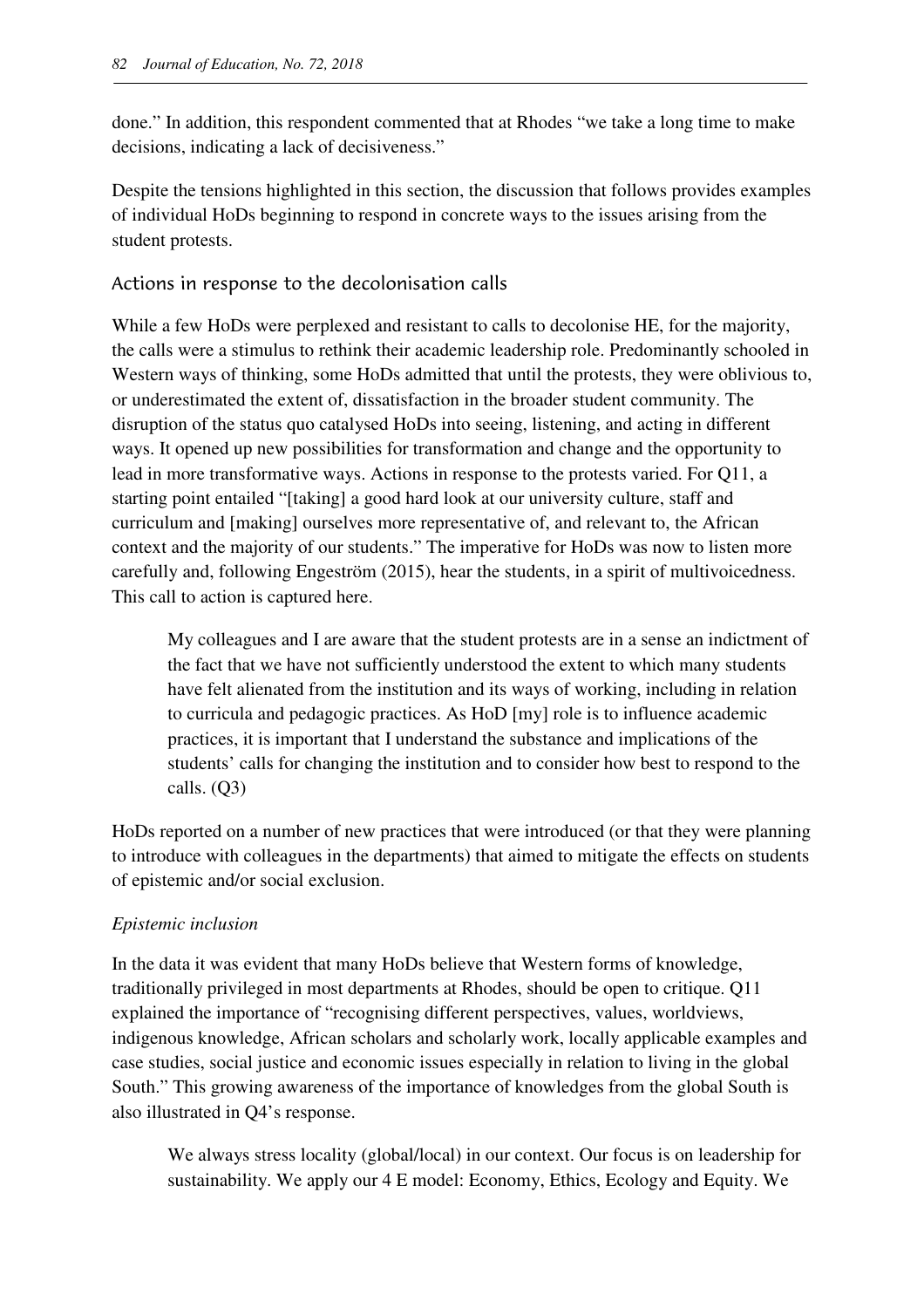done." In addition, this respondent commented that at Rhodes "we take a long time to make decisions, indicating a lack of decisiveness."

Despite the tensions highlighted in this section, the discussion that follows provides examples of individual HoDs beginning to respond in concrete ways to the issues arising from the student protests.

## Actions in response to the decolonisation calls

While a few HoDs were perplexed and resistant to calls to decolonise HE, for the majority, the calls were a stimulus to rethink their academic leadership role. Predominantly schooled in Western ways of thinking, some HoDs admitted that until the protests, they were oblivious to, or underestimated the extent of, dissatisfaction in the broader student community. The disruption of the status quo catalysed HoDs into seeing, listening, and acting in different ways. It opened up new possibilities for transformation and change and the opportunity to lead in more transformative ways. Actions in response to the protests varied. For Q11, a starting point entailed "[taking] a good hard look at our university culture, staff and curriculum and [making] ourselves more representative of, and relevant to, the African context and the majority of our students." The imperative for HoDs was now to listen more carefully and, following Engeström (2015), hear the students, in a spirit of multivoicedness. This call to action is captured here.

> My colleagues and I are aware that the student protests are in a sense an indictment of the fact that we have not sufficiently understood the extent to which many students have felt alienated from the institution and its ways of working, including in relation to curricula and pedagogic practices. As HoD [my] role is to influence academic practices, it is important that I understand the substance and implications of the students' calls for changing the institution and to consider how best to respond to the calls. (Q3)

HoDs reported on a number of new practices that were introduced (or that they were planning to introduce with colleagues in the departments) that aimed to mitigate the effects on students of epistemic and/or social exclusion.

### *Epistemic inclusion*

In the data it was evident that many HoDs believe that Western forms of knowledge, traditionally privileged in most departments at Rhodes, should be open to critique. Q11 explained the importance of "recognising different perspectives, values, worldviews, indigenous knowledge, African scholars and scholarly work, locally applicable examples and case studies, social justice and economic issues especially in relation to living in the global South." This growing awareness of the importance of knowledges from the global South is also illustrated in Q4's response.

> We always stress locality (global/local) in our context. Our focus is on leadership for sustainability. We apply our 4 E model: Economy, Ethics, Ecology and Equity. We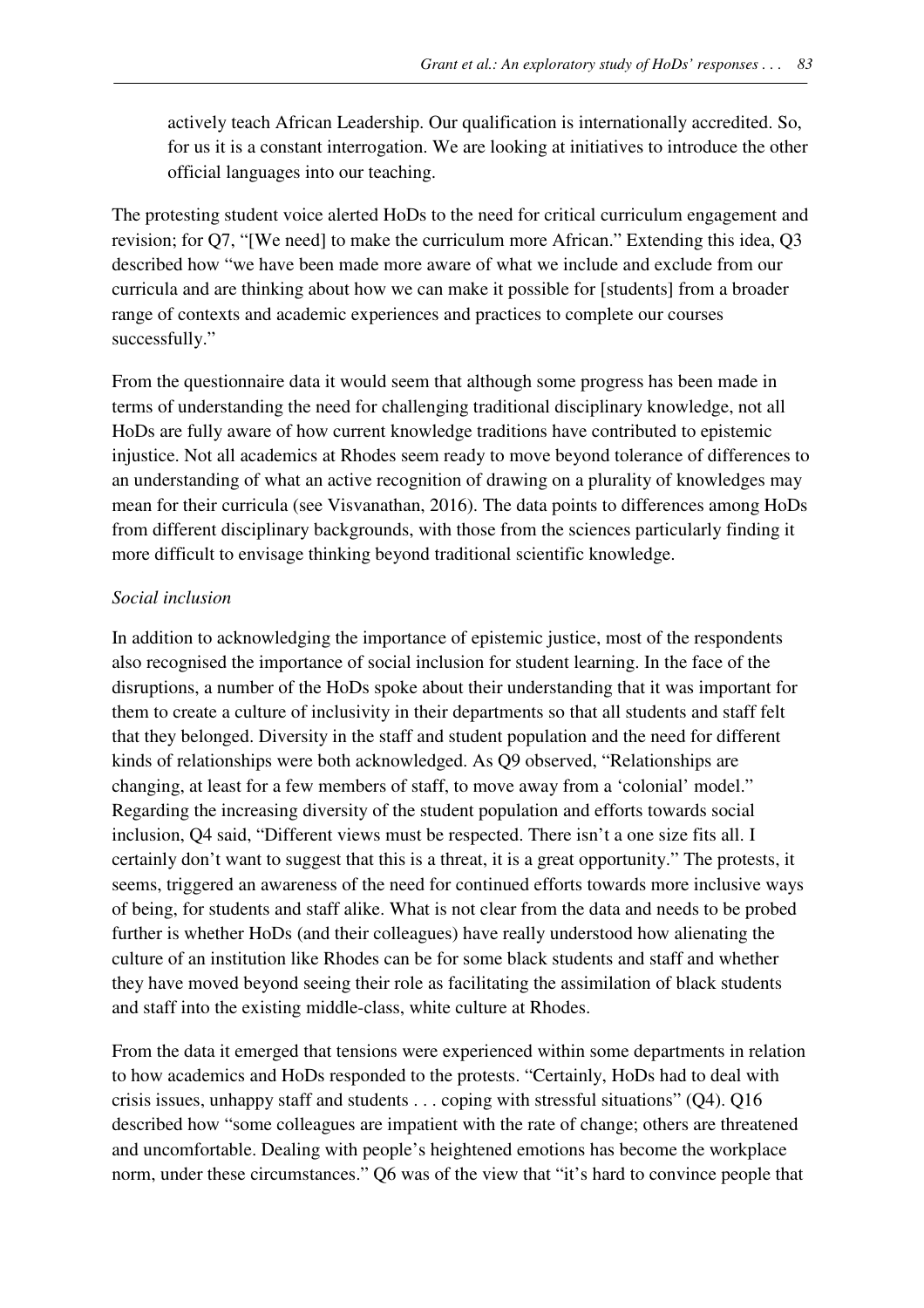> actively teach African Leadership. Our qualification is internationally accredited. So, for us it is a constant interrogation. We are looking at initiatives to introduce the other official languages into our teaching.

The protesting student voice alerted HoDs to the need for critical curriculum engagement and revision; for Q7, "[We need] to make the curriculum more African." Extending this idea, Q3 described how "we have been made more aware of what we include and exclude from our curricula and are thinking about how we can make it possible for [students] from a broader range of contexts and academic experiences and practices to complete our courses successfully."

From the questionnaire data it would seem that although some progress has been made in terms of understanding the need for challenging traditional disciplinary knowledge, not all HoDs are fully aware of how current knowledge traditions have contributed to epistemic injustice. Not all academics at Rhodes seem ready to move beyond tolerance of differences to an understanding of what an active recognition of drawing on a plurality of knowledges may mean for their curricula (see Visvanathan, 2016). The data points to differences among HoDs from different disciplinary backgrounds, with those from the sciences particularly finding it more difficult to envisage thinking beyond traditional scientific knowledge.

*Social inclusion*

In addition to acknowledging the importance of epistemic justice, most of the respondents also recognised the importance of social inclusion for student learning. In the face of the disruptions, a number of the HoDs spoke about their understanding that it was important for them to create a culture of inclusivity in their departments so that all students and staff felt that they belonged. Diversity in the staff and student population and the need for different kinds of relationships were both acknowledged. As Q9 observed, "Relationships are changing, at least for a few members of staff, to move away from a 'colonial' model." Regarding the increasing diversity of the student population and efforts towards social inclusion, Q4 said, "Different views must be respected. There isn't a one size fits all. I certainly don't want to suggest that this is a threat, it is a great opportunity." The protests, it seems, triggered an awareness of the need for continued efforts towards more inclusive ways of being, for students and staff alike. What is not clear from the data and needs to be probed further is whether HoDs (and their colleagues) have really understood how alienating the culture of an institution like Rhodes can be for some black students and staff and whether they have moved beyond seeing their role as facilitating the assimilation of black students and staff into the existing middle-class, white culture at Rhodes.

From the data it emerged that tensions were experienced within some departments in relation to how academics and HoDs responded to the protests. "Certainly, HoDs had to deal with crisis issues, unhappy staff and students . . . coping with stressful situations" (Q4). Q16 described how "some colleagues are impatient with the rate of change; others are threatened and uncomfortable. Dealing with people's heightened emotions has become the workplace norm, under these circumstances." Q6 was of the view that "it's hard to convince people that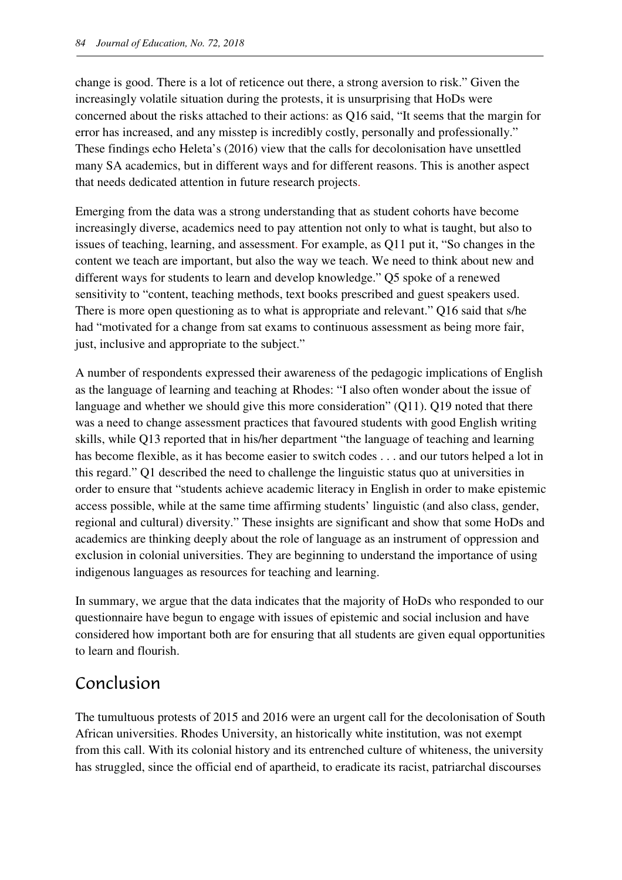change is good. There is a lot of reticence out there, a strong aversion to risk." Given the increasingly volatile situation during the protests, it is unsurprising that HoDs were concerned about the risks attached to their actions: as Q16 said, "It seems that the margin for error has increased, and any misstep is incredibly costly, personally and professionally." These findings echo Heleta's (2016) view that the calls for decolonisation have unsettled many SA academics, but in different ways and for different reasons. This is another aspect that needs dedicated attention in future research projects.

Emerging from the data was a strong understanding that as student cohorts have become increasingly diverse, academics need to pay attention not only to what is taught, but also to issues of teaching, learning, and assessment. For example, as Q11 put it, "So changes in the content we teach are important, but also the way we teach. We need to think about new and different ways for students to learn and develop knowledge." Q5 spoke of a renewed sensitivity to "content, teaching methods, text books prescribed and guest speakers used. There is more open questioning as to what is appropriate and relevant." Q16 said that s/he had "motivated for a change from sat exams to continuous assessment as being more fair, just, inclusive and appropriate to the subject."

A number of respondents expressed their awareness of the pedagogic implications of English as the language of learning and teaching at Rhodes: "I also often wonder about the issue of language and whether we should give this more consideration" (Q11). Q19 noted that there was a need to change assessment practices that favoured students with good English writing skills, while Q13 reported that in his/her department "the language of teaching and learning has become flexible, as it has become easier to switch codes . . . and our tutors helped a lot in this regard." Q1 described the need to challenge the linguistic status quo at universities in order to ensure that "students achieve academic literacy in English in order to make epistemic access possible, while at the same time affirming students' linguistic (and also class, gender, regional and cultural) diversity." These insights are significant and show that some HoDs and academics are thinking deeply about the role of language as an instrument of oppression and exclusion in colonial universities. They are beginning to understand the importance of using indigenous languages as resources for teaching and learning.

In summary, we argue that the data indicates that the majority of HoDs who responded to our questionnaire have begun to engage with issues of epistemic and social inclusion and have considered how important both are for ensuring that all students are given equal opportunities to learn and flourish.

## Conclusion

The tumultuous protests of 2015 and 2016 were an urgent call for the decolonisation of South African universities. Rhodes University, an historically white institution, was not exempt from this call. With its colonial history and its entrenched culture of whiteness, the university has struggled, since the official end of apartheid, to eradicate its racist, patriarchal discourses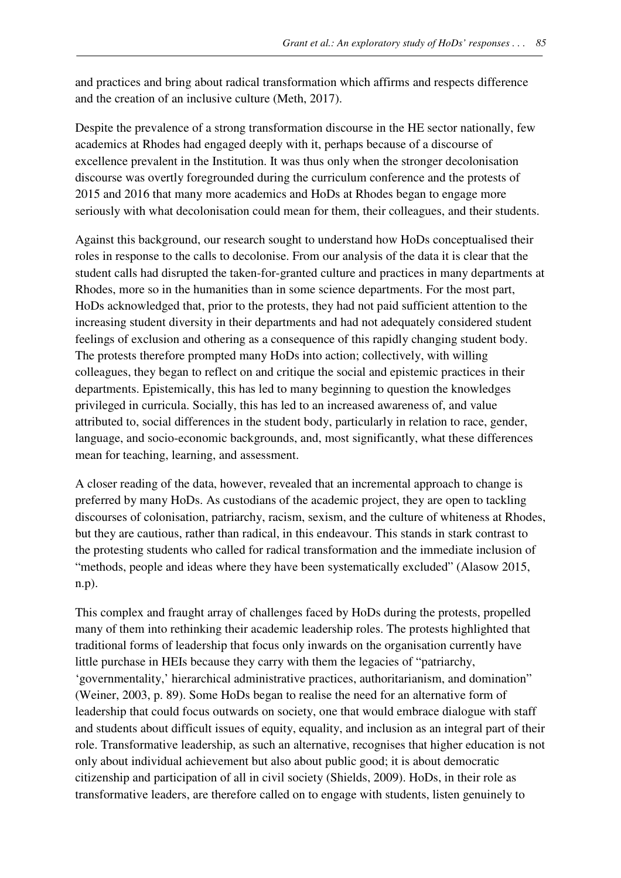and practices and bring about radical transformation which affirms and respects difference and the creation of an inclusive culture (Meth, 2017).

Despite the prevalence of a strong transformation discourse in the HE sector nationally, few academics at Rhodes had engaged deeply with it, perhaps because of a discourse of excellence prevalent in the Institution. It was thus only when the stronger decolonisation discourse was overtly foregrounded during the curriculum conference and the protests of 2015 and 2016 that many more academics and HoDs at Rhodes began to engage more seriously with what decolonisation could mean for them, their colleagues, and their students.

Against this background, our research sought to understand how HoDs conceptualised their roles in response to the calls to decolonise. From our analysis of the data it is clear that the student calls had disrupted the taken-for-granted culture and practices in many departments at Rhodes, more so in the humanities than in some science departments. For the most part, HoDs acknowledged that, prior to the protests, they had not paid sufficient attention to the increasing student diversity in their departments and had not adequately considered student feelings of exclusion and othering as a consequence of this rapidly changing student body. The protests therefore prompted many HoDs into action; collectively, with willing colleagues, they began to reflect on and critique the social and epistemic practices in their departments. Epistemically, this has led to many beginning to question the knowledges privileged in curricula. Socially, this has led to an increased awareness of, and value attributed to, social differences in the student body, particularly in relation to race, gender, language, and socio-economic backgrounds, and, most significantly, what these differences mean for teaching, learning, and assessment.

A closer reading of the data, however, revealed that an incremental approach to change is preferred by many HoDs. As custodians of the academic project, they are open to tackling discourses of colonisation, patriarchy, racism, sexism, and the culture of whiteness at Rhodes, but they are cautious, rather than radical, in this endeavour. This stands in stark contrast to the protesting students who called for radical transformation and the immediate inclusion of "methods, people and ideas where they have been systematically excluded" (Alasow 2015, n.p).

This complex and fraught array of challenges faced by HoDs during the protests, propelled many of them into rethinking their academic leadership roles. The protests highlighted that traditional forms of leadership that focus only inwards on the organisation currently have little purchase in HEIs because they carry with them the legacies of "patriarchy, 'governmentality,' hierarchical administrative practices, authoritarianism, and domination" (Weiner, 2003, p. 89). Some HoDs began to realise the need for an alternative form of leadership that could focus outwards on society, one that would embrace dialogue with staff and students about difficult issues of equity, equality, and inclusion as an integral part of their role. Transformative leadership, as such an alternative, recognises that higher education is not only about individual achievement but also about public good; it is about democratic citizenship and participation of all in civil society (Shields, 2009). HoDs, in their role as transformative leaders, are therefore called on to engage with students, listen genuinely to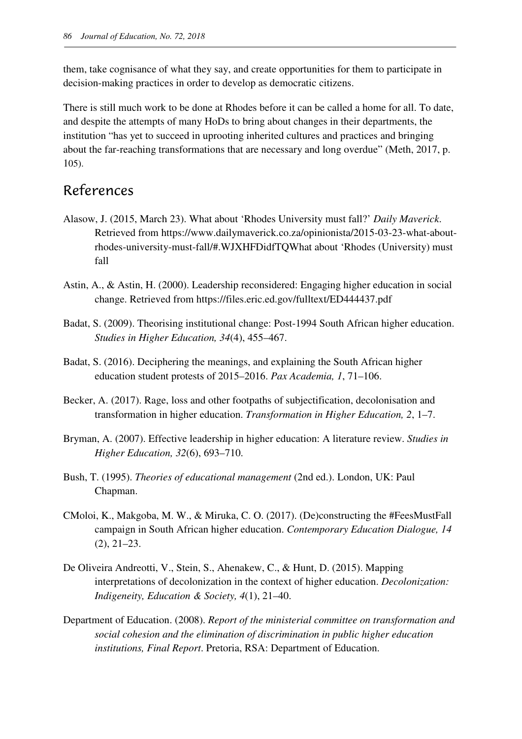them, take cognisance of what they say, and create opportunities for them to participate in decision-making practices in order to develop as democratic citizens.

There is still much work to be done at Rhodes before it can be called a home for all. To date, and despite the attempts of many HoDs to bring about changes in their departments, the institution "has yet to succeed in uprooting inherited cultures and practices and bringing about the far-reaching transformations that are necessary and long overdue" (Meth, 2017, p. 105).

## References

Alasow, J. (2015, March 23). What about 'Rhodes University must fall?' *Daily Maverick*. Retrieved from https://www.dailymaverick.co.za/opinionista/2015-03-23-what-about-rhodes-university-must-fall/#.WJXHFDidfTQWhat about 'Rhodes (University) must fall

Astin, A., & Astin, H. (2000). Leadership reconsidered: Engaging higher education in social change. Retrieved from https://files.eric.ed.gov/fulltext/ED444437.pdf

Badat, S. (2009). Theorising institutional change: Post-1994 South African higher education. *Studies in Higher Education, 34*(4), 455–467.

Badat, S. (2016). Deciphering the meanings, and explaining the South African higher education student protests of 2015–2016. *Pax Academia, 1*, 71–106.

Becker, A. (2017). Rage, loss and other footpaths of subjectification, decolonisation and transformation in higher education. *Transformation in Higher Education, 2*, 1–7.

Bryman, A. (2007). Effective leadership in higher education: A literature review. *Studies in Higher Education, 32*(6), 693–710.

Bush, T. (1995). *Theories of educational management* (2nd ed.). London, UK: Paul Chapman.

CMoloi, K., Makgoba, M. W., & Miruka, C. O. (2017). (De)constructing the #FeesMustFall campaign in South African higher education. *Contemporary Education Dialogue, 14* (2), 21–23.

De Oliveira Andreotti, V., Stein, S., Ahenakew, C., & Hunt, D. (2015). Mapping interpretations of decolonization in the context of higher education. *Decolonization: Indigeneity, Education & Society, 4*(1), 21–40.

Department of Education. (2008). *Report of the ministerial committee on transformation and social cohesion and the elimination of discrimination in public higher education institutions, Final Report*. Pretoria, RSA: Department of Education.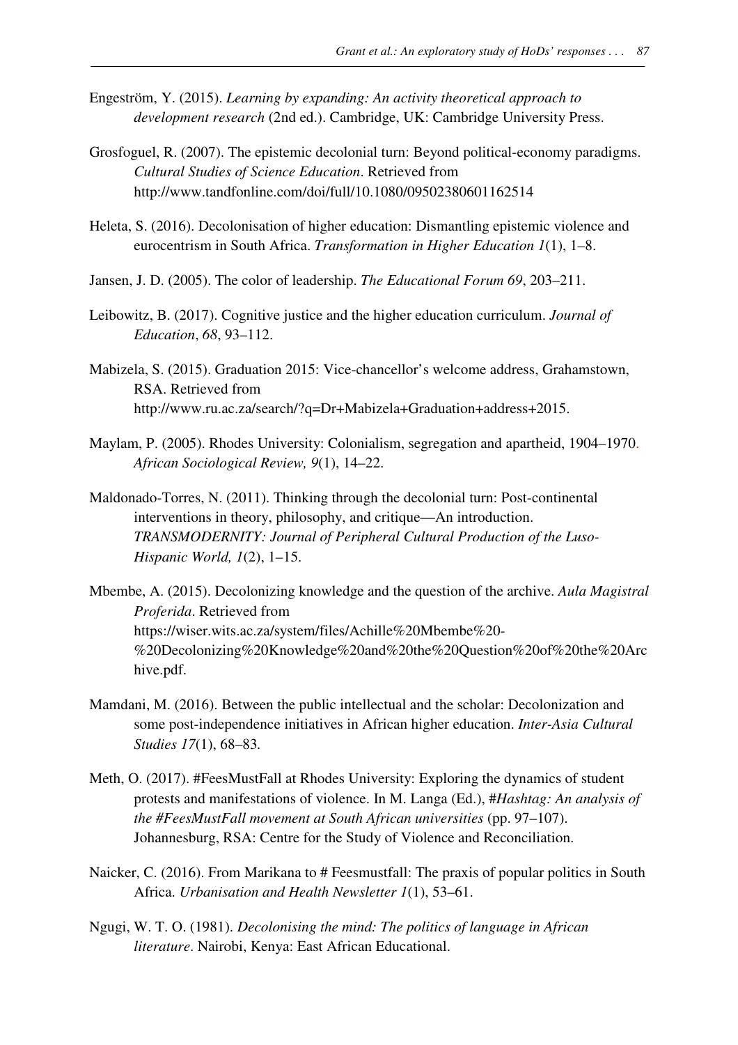Engeström, Y. (2015). *Learning by expanding: An activity theoretical approach to development research* (2nd ed.). Cambridge, UK: Cambridge University Press.

Grosfoguel, R. (2007). The epistemic decolonial turn: Beyond political-economy paradigms. *Cultural Studies of Science Education*. Retrieved from http://www.tandfonline.com/doi/full/10.1080/09502380601162514

Heleta, S. (2016). Decolonisation of higher education: Dismantling epistemic violence and eurocentrism in South Africa. *Transformation in Higher Education 1*(1), 1–8.

Jansen, J. D. (2005). The color of leadership. *The Educational Forum 69*, 203–211.

Leibowitz, B. (2017). Cognitive justice and the higher education curriculum. *Journal of Education*, *68*, 93–112.

Mabizela, S. (2015). Graduation 2015: Vice-chancellor's welcome address, Grahamstown, RSA. Retrieved from http://www.ru.ac.za/search/?q=Dr+Mabizela+Graduation+address+2015.

Maylam, P. (2005). Rhodes University: Colonialism, segregation and apartheid, 1904–1970. *African Sociological Review, 9*(1), 14–22.

Maldonado-Torres, N. (2011). Thinking through the decolonial turn: Post-continental interventions in theory, philosophy, and critique—An introduction. *TRANSMODERNITY: Journal of Peripheral Cultural Production of the Luso-Hispanic World, 1*(2), 1–15.

Mbembe, A. (2015). Decolonizing knowledge and the question of the archive. *Aula Magistral Proferida*. Retrieved from https://wiser.wits.ac.za/system/files/Achille%20Mbembe%20-%20Decolonizing%20Knowledge%20and%20the%20Question%20of%20the%20Archive.pdf.

Mamdani, M. (2016). Between the public intellectual and the scholar: Decolonization and some post-independence initiatives in African higher education. *Inter-Asia Cultural Studies 17*(1), 68–83.

Meth, O. (2017). #FeesMustFall at Rhodes University: Exploring the dynamics of student protests and manifestations of violence. In M. Langa (Ed.), *#Hashtag: An analysis of the #FeesMustFall movement at South African universities* (pp. 97–107). Johannesburg, RSA: Centre for the Study of Violence and Reconciliation.

Naicker, C. (2016). From Marikana to # Feesmustfall: The praxis of popular politics in South Africa. *Urbanisation and Health Newsletter 1*(1), 53–61.

Ngugi, W. T. O. (1981). *Decolonising the mind: The politics of language in African literature*. Nairobi, Kenya: East African Educational.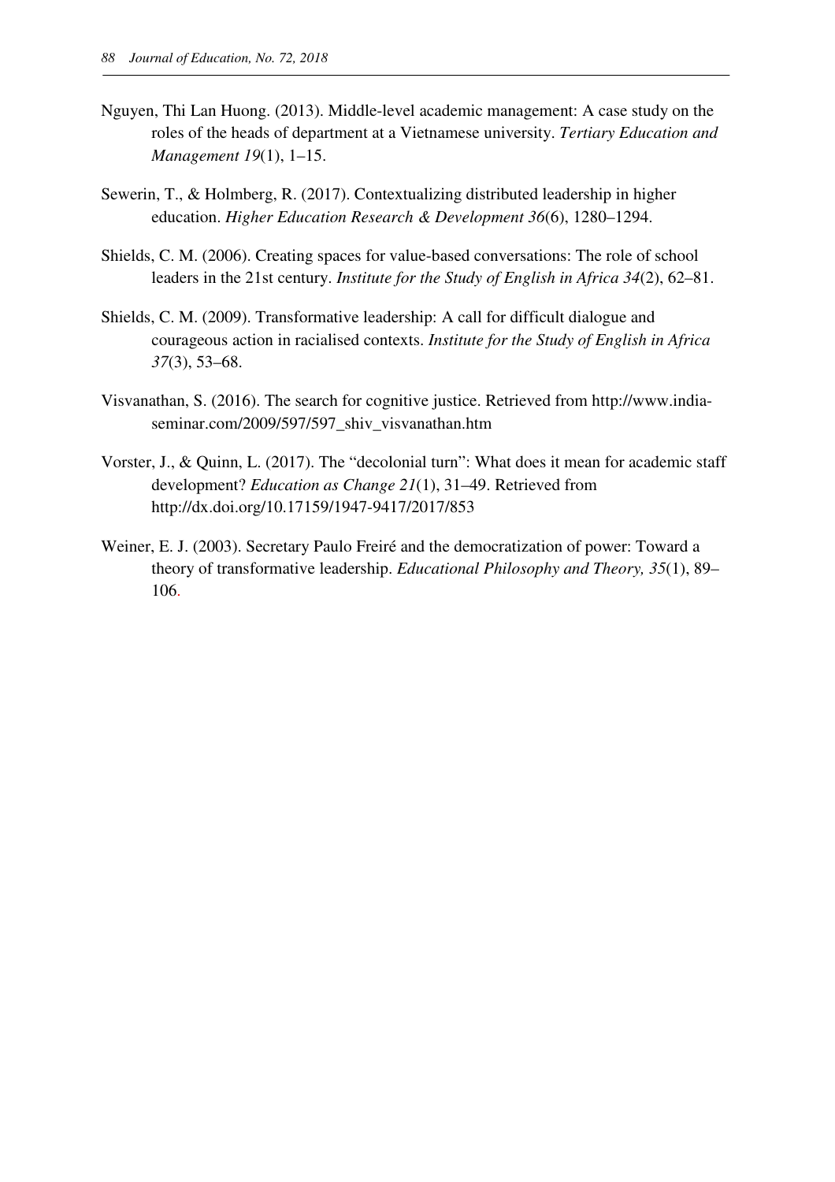Nguyen, Thi Lan Huong. (2013). Middle-level academic management: A case study on the roles of the heads of department at a Vietnamese university. *Tertiary Education and Management 19*(1), 1–15.

Sewerin, T., & Holmberg, R. (2017). Contextualizing distributed leadership in higher education. *Higher Education Research & Development 36*(6), 1280–1294.

Shields, C. M. (2006). Creating spaces for value-based conversations: The role of school leaders in the 21st century. *Institute for the Study of English in Africa 34*(2), 62–81.

Shields, C. M. (2009). Transformative leadership: A call for difficult dialogue and courageous action in racialised contexts. *Institute for the Study of English in Africa 37*(3), 53–68.

Visvanathan, S. (2016). The search for cognitive justice. Retrieved from http://www.india-seminar.com/2009/597/597_shiv_visvanathan.htm

Vorster, J., & Quinn, L. (2017). The "decolonial turn": What does it mean for academic staff development? *Education as Change 21*(1), 31–49. Retrieved from http://dx.doi.org/10.17159/1947-9417/2017/853

Weiner, E. J. (2003). Secretary Paulo Freiré and the democratization of power: Toward a theory of transformative leadership. *Educational Philosophy and Theory, 35*(1), 89–106.